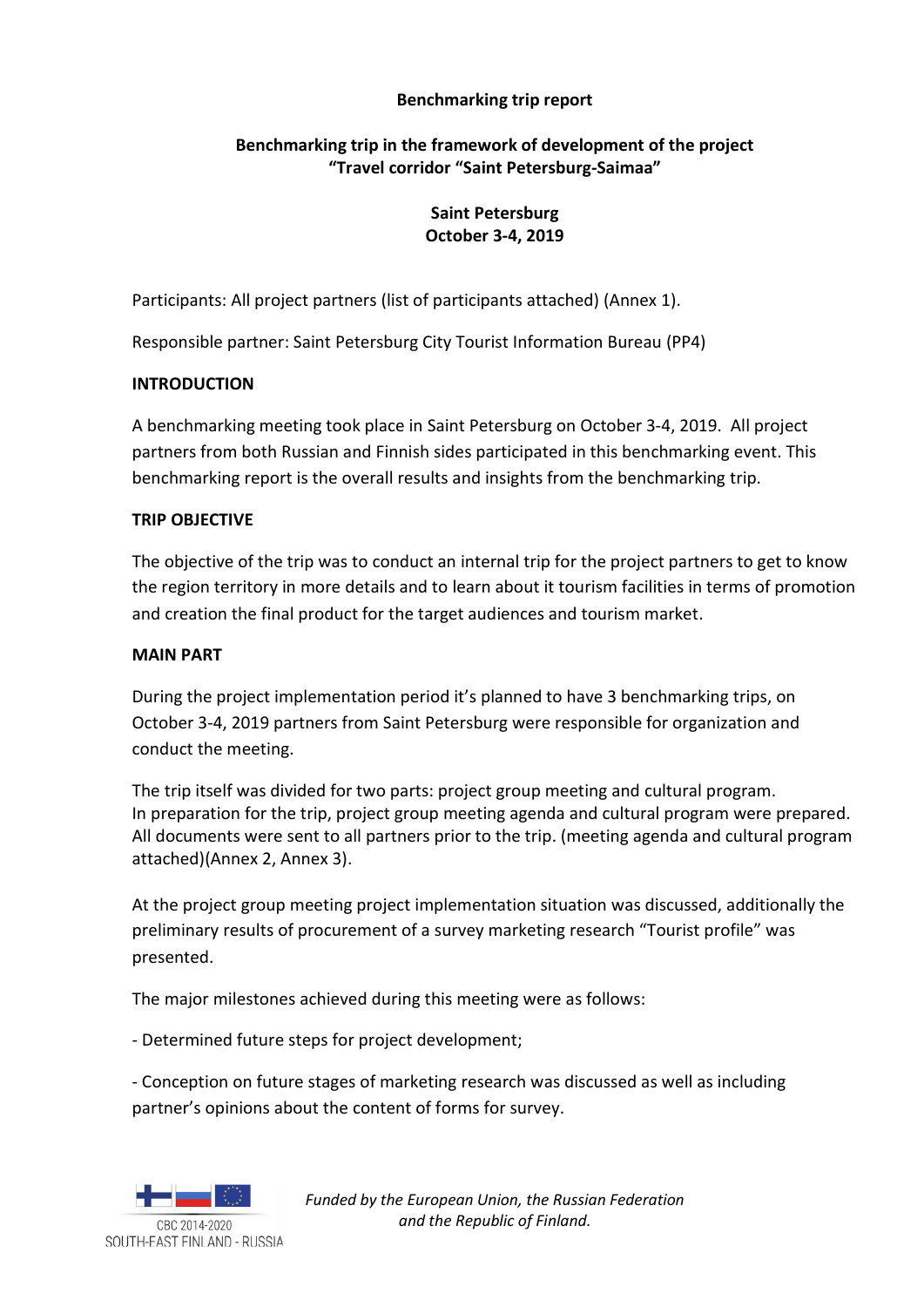**Benchmarking trip report**

**Benchmarking trip in the framework of development of the project "Travel corridor "Saint Petersburg-Saimaa"**

**Saint Petersburg**
**October 3-4, 2019**

Participants: All project partners (list of participants attached) (Annex 1).

Responsible partner: Saint Petersburg City Tourist Information Bureau (PP4)

**INTRODUCTION**

A benchmarking meeting took place in Saint Petersburg on October 3-4, 2019. All project partners from both Russian and Finnish sides participated in this benchmarking event. This benchmarking report is the overall results and insights from the benchmarking trip.

**TRIP OBJECTIVE**

The objective of the trip was to conduct an internal trip for the project partners to get to know the region territory in more details and to learn about it tourism facilities in terms of promotion and creation the final product for the target audiences and tourism market.

**MAIN PART**

During the project implementation period it's planned to have 3 benchmarking trips, on October 3-4, 2019 partners from Saint Petersburg were responsible for organization and conduct the meeting.

The trip itself was divided for two parts: project group meeting and cultural program. In preparation for the trip, project group meeting agenda and cultural program were prepared. All documents were sent to all partners prior to the trip. (meeting agenda and cultural program attached)(Annex 2, Annex 3).

At the project group meeting project implementation situation was discussed, additionally the preliminary results of procurement of a survey marketing research "Tourist profile" was presented.

The major milestones achieved during this meeting were as follows:

- Determined future steps for project development;

- Conception on future stages of marketing research was discussed as well as including partner's opinions about the content of forms for survey.

*Funded by the European Union, the Russian Federation and the Republic of Finland.*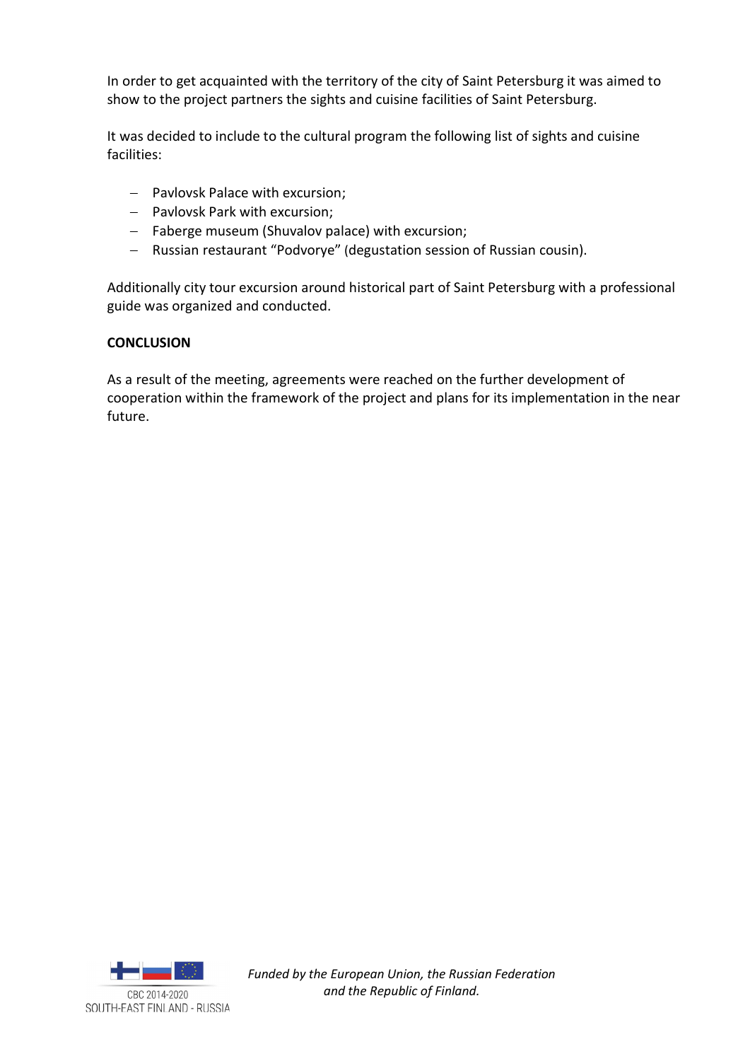In order to get acquainted with the territory of the city of Saint Petersburg it was aimed to show to the project partners the sights and cuisine facilities of Saint Petersburg.

It was decided to include to the cultural program the following list of sights and cuisine facilities:

- Pavlovsk Palace with excursion;
- Pavlovsk Park with excursion;
- Faberge museum (Shuvalov palace) with excursion;
- Russian restaurant “Podvorye” (degustation session of Russian cousin).

Additionally city tour excursion around historical part of Saint Petersburg with a professional guide was organized and conducted.

**CONCLUSION**

As a result of the meeting, agreements were reached on the further development of cooperation within the framework of the project and plans for its implementation in the near future.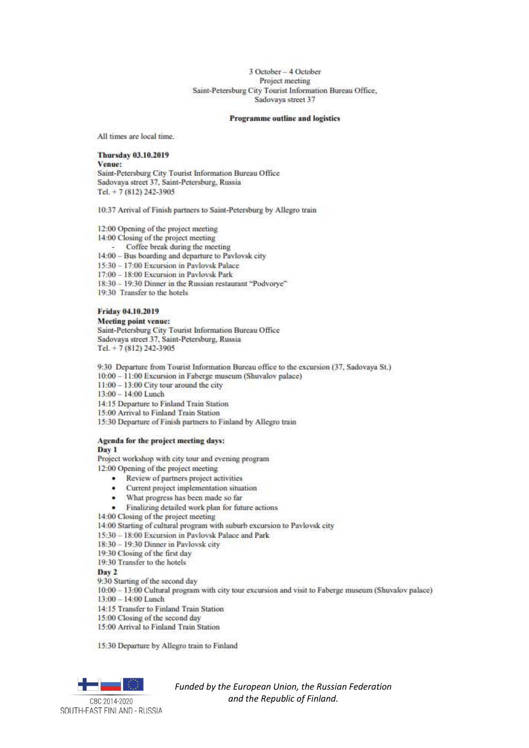3 October – 4 October
Project meeting
Saint-Petersburg City Tourist Information Bureau Office,
Sadovaya street 37

**Programme outline and logistics**

All times are local time.

**Thursday 03.10.2019**
**Venue:**
Saint-Petersburg City Tourist Information Bureau Office
Sadovaya street 37, Saint-Petersburg, Russia
Tel. + 7 (812) 242-3905

10:37 Arrival of Finish partners to Saint-Petersburg by Allegro train

12:00 Opening of the project meeting
14:00 Closing of the project meeting
- Coffee break during the meeting

14:00 – Bus boarding and departure to Pavlovsk city
15:30 – 17:00 Excursion in Pavlovsk Palace
17:00 – 18:00 Excursion in Pavlovsk Park
18:30 – 19:30 Dinner in the Russian restaurant "Podvorye"
19:30 Transfer to the hotels

**Friday 04.10.2019**
**Meeting point venue:**
Saint-Petersburg City Tourist Information Bureau Office
Sadovaya street 37, Saint-Petersburg, Russia
Tel. + 7 (812) 242-3905

9:30 Departure from Tourist Information Bureau office to the excursion (37, Sadovaya St.)
10:00 – 11:00 Excursion in Faberge museum (Shuvalov palace)
11:00 – 13:00 City tour around the city
13:00 – 14:00 Lunch
14:15 Departure to Finland Train Station
15:00 Arrival to Finland Train Station
15:30 Departure of Finish partners to Finland by Allegro train

**Agenda for the project meeting days:**
**Day 1**
Project workshop with city tour and evening program
12:00 Opening of the project meeting
- Review of partners project activities
- Current project implementation situation
- What progress has been made so far
- Finalizing detailed work plan for future actions

14:00 Closing of the project meeting
14:00 Starting of cultural program with suburb excursion to Pavlovsk city
15:30 – 18:00 Excursion in Pavlovsk Palace and Park
18:30 – 19:30 Dinner in Pavlovsk city
19:30 Closing of the first day
19:30 Transfer to the hotels
**Day 2**
9:30 Starting of the second day
10:00 – 13:00 Cultural program with city tour excursion and visit to Faberge museum (Shuvalov palace)
13:00 – 14:00 Lunch
14:15 Transfer to Finland Train Station
15:00 Closing of the second day
15:00 Arrival to Finland Train Station

15:30 Departure by Allegro train to Finland

CBC 2014-2020
SOUTH-EAST FINLAND - RUSSIA

*Funded by the European Union, the Russian Federation and the Republic of Finland.*